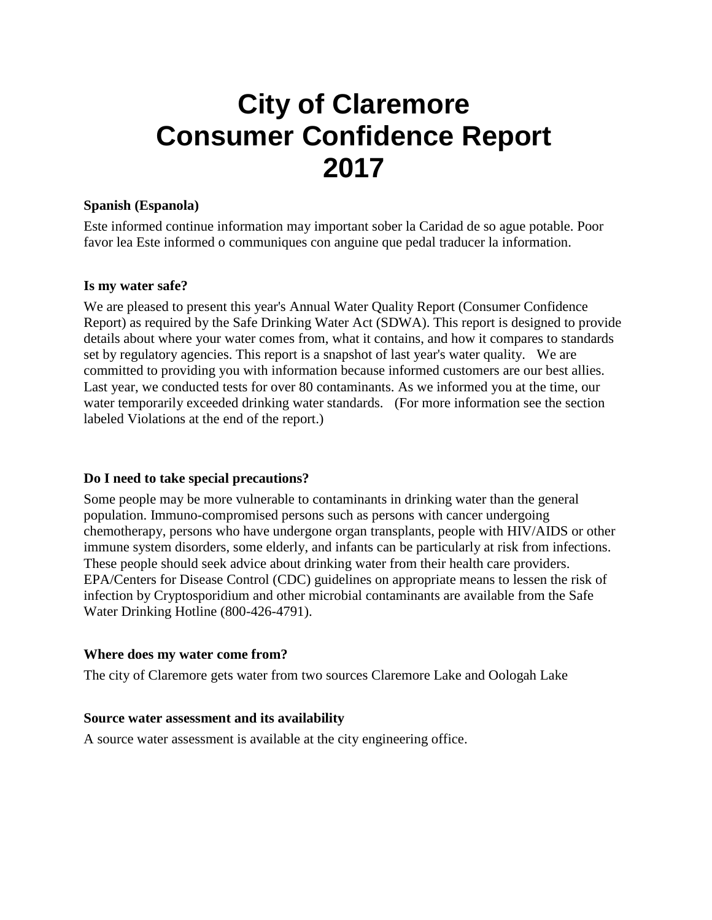# City of Claremore Consumer Confidence Report 2017

**Spanish (Espanola)**

Este informed continue information may important sober la Caridad de so ague potable. Poor favor lea Este informed o communiques con anguine que pedal traducer la information.

**Is my water safe?**

We are pleased to present this year's Annual Water Quality Report (Consumer Confidence Report) as required by the Safe Drinking Water Act (SDWA). This report is designed to provide details about where your water comes from, what it contains, and how it compares to standards set by regulatory agencies. This report is a snapshot of last year's water quality. We are committed to providing you with information because informed customers are our best allies. Last year, we conducted tests for over 80 contaminants. As we informed you at the time, our water temporarily exceeded drinking water standards. (For more information see the section labeled Violations at the end of the report.)

**Do I need to take special precautions?**

Some people may be more vulnerable to contaminants in drinking water than the general population. Immuno-compromised persons such as persons with cancer undergoing chemotherapy, persons who have undergone organ transplants, people with HIV/AIDS or other immune system disorders, some elderly, and infants can be particularly at risk from infections. These people should seek advice about drinking water from their health care providers. EPA/Centers for Disease Control (CDC) guidelines on appropriate means to lessen the risk of infection by Cryptosporidium and other microbial contaminants are available from the Safe Water Drinking Hotline (800-426-4791).

**Where does my water come from?**

The city of Claremore gets water from two sources Claremore Lake and Oologah Lake

**Source water assessment and its availability**

A source water assessment is available at the city engineering office.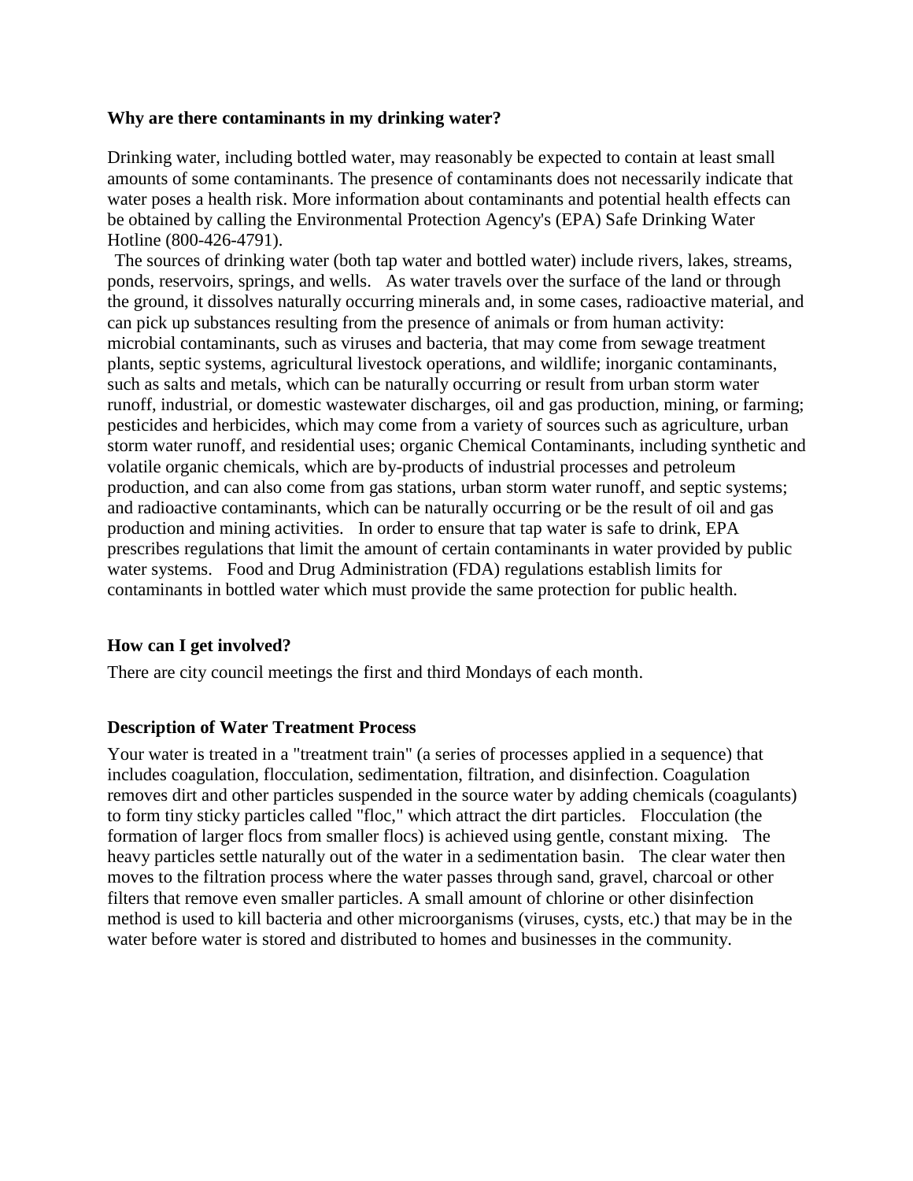**Why are there contaminants in my drinking water?**

Drinking water, including bottled water, may reasonably be expected to contain at least small amounts of some contaminants. The presence of contaminants does not necessarily indicate that water poses a health risk. More information about contaminants and potential health effects can be obtained by calling the Environmental Protection Agency's (EPA) Safe Drinking Water Hotline (800-426-4791).

The sources of drinking water (both tap water and bottled water) include rivers, lakes, streams, ponds, reservoirs, springs, and wells. As water travels over the surface of the land or through the ground, it dissolves naturally occurring minerals and, in some cases, radioactive material, and can pick up substances resulting from the presence of animals or from human activity: microbial contaminants, such as viruses and bacteria, that may come from sewage treatment plants, septic systems, agricultural livestock operations, and wildlife; inorganic contaminants, such as salts and metals, which can be naturally occurring or result from urban storm water runoff, industrial, or domestic wastewater discharges, oil and gas production, mining, or farming; pesticides and herbicides, which may come from a variety of sources such as agriculture, urban storm water runoff, and residential uses; organic Chemical Contaminants, including synthetic and volatile organic chemicals, which are by-products of industrial processes and petroleum production, and can also come from gas stations, urban storm water runoff, and septic systems; and radioactive contaminants, which can be naturally occurring or be the result of oil and gas production and mining activities. In order to ensure that tap water is safe to drink, EPA prescribes regulations that limit the amount of certain contaminants in water provided by public water systems. Food and Drug Administration (FDA) regulations establish limits for contaminants in bottled water which must provide the same protection for public health.

**How can I get involved?**

There are city council meetings the first and third Mondays of each month.

**Description of Water Treatment Process**

Your water is treated in a "treatment train" (a series of processes applied in a sequence) that includes coagulation, flocculation, sedimentation, filtration, and disinfection. Coagulation removes dirt and other particles suspended in the source water by adding chemicals (coagulants) to form tiny sticky particles called "floc," which attract the dirt particles. Flocculation (the formation of larger flocs from smaller flocs) is achieved using gentle, constant mixing. The heavy particles settle naturally out of the water in a sedimentation basin. The clear water then moves to the filtration process where the water passes through sand, gravel, charcoal or other filters that remove even smaller particles. A small amount of chlorine or other disinfection method is used to kill bacteria and other microorganisms (viruses, cysts, etc.) that may be in the water before water is stored and distributed to homes and businesses in the community.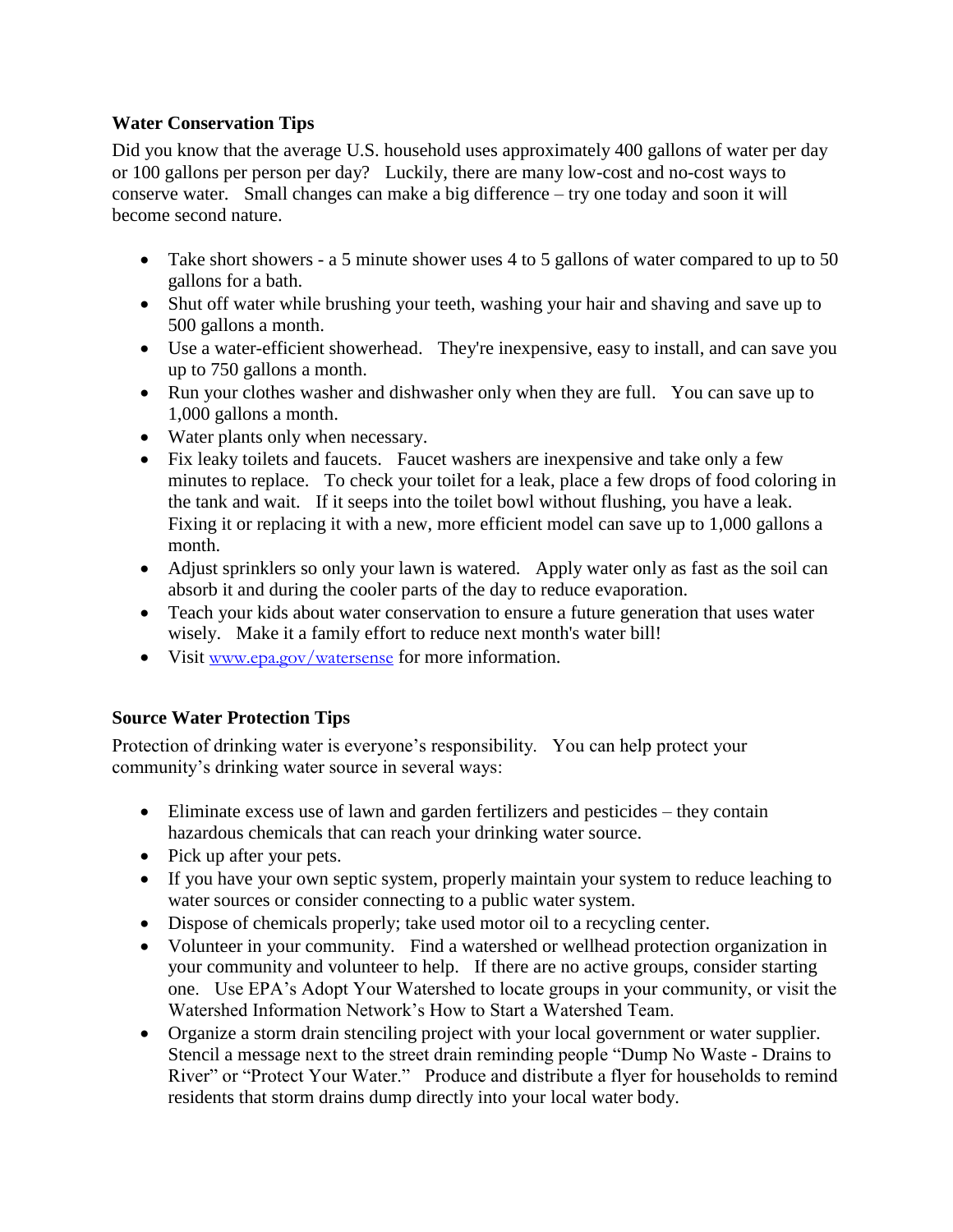## Water Conservation Tips

Did you know that the average U.S. household uses approximately 400 gallons of water per day or 100 gallons per person per day? Luckily, there are many low-cost and no-cost ways to conserve water. Small changes can make a big difference – try one today and soon it will become second nature.

- Take short showers - a 5 minute shower uses 4 to 5 gallons of water compared to up to 50 gallons for a bath.
- Shut off water while brushing your teeth, washing your hair and shaving and save up to 500 gallons a month.
- Use a water-efficient showerhead. They're inexpensive, easy to install, and can save you up to 750 gallons a month.
- Run your clothes washer and dishwasher only when they are full. You can save up to 1,000 gallons a month.
- Water plants only when necessary.
- Fix leaky toilets and faucets. Faucet washers are inexpensive and take only a few minutes to replace. To check your toilet for a leak, place a few drops of food coloring in the tank and wait. If it seeps into the toilet bowl without flushing, you have a leak. Fixing it or replacing it with a new, more efficient model can save up to 1,000 gallons a month.
- Adjust sprinklers so only your lawn is watered. Apply water only as fast as the soil can absorb it and during the cooler parts of the day to reduce evaporation.
- Teach your kids about water conservation to ensure a future generation that uses water wisely. Make it a family effort to reduce next month's water bill!
- Visit www.epa.gov/watersense for more information.

## Source Water Protection Tips

Protection of drinking water is everyone's responsibility. You can help protect your community's drinking water source in several ways:

- Eliminate excess use of lawn and garden fertilizers and pesticides – they contain hazardous chemicals that can reach your drinking water source.
- Pick up after your pets.
- If you have your own septic system, properly maintain your system to reduce leaching to water sources or consider connecting to a public water system.
- Dispose of chemicals properly; take used motor oil to a recycling center.
- Volunteer in your community. Find a watershed or wellhead protection organization in your community and volunteer to help. If there are no active groups, consider starting one. Use EPA's Adopt Your Watershed to locate groups in your community, or visit the Watershed Information Network's How to Start a Watershed Team.
- Organize a storm drain stenciling project with your local government or water supplier. Stencil a message next to the street drain reminding people "Dump No Waste - Drains to River" or "Protect Your Water." Produce and distribute a flyer for households to remind residents that storm drains dump directly into your local water body.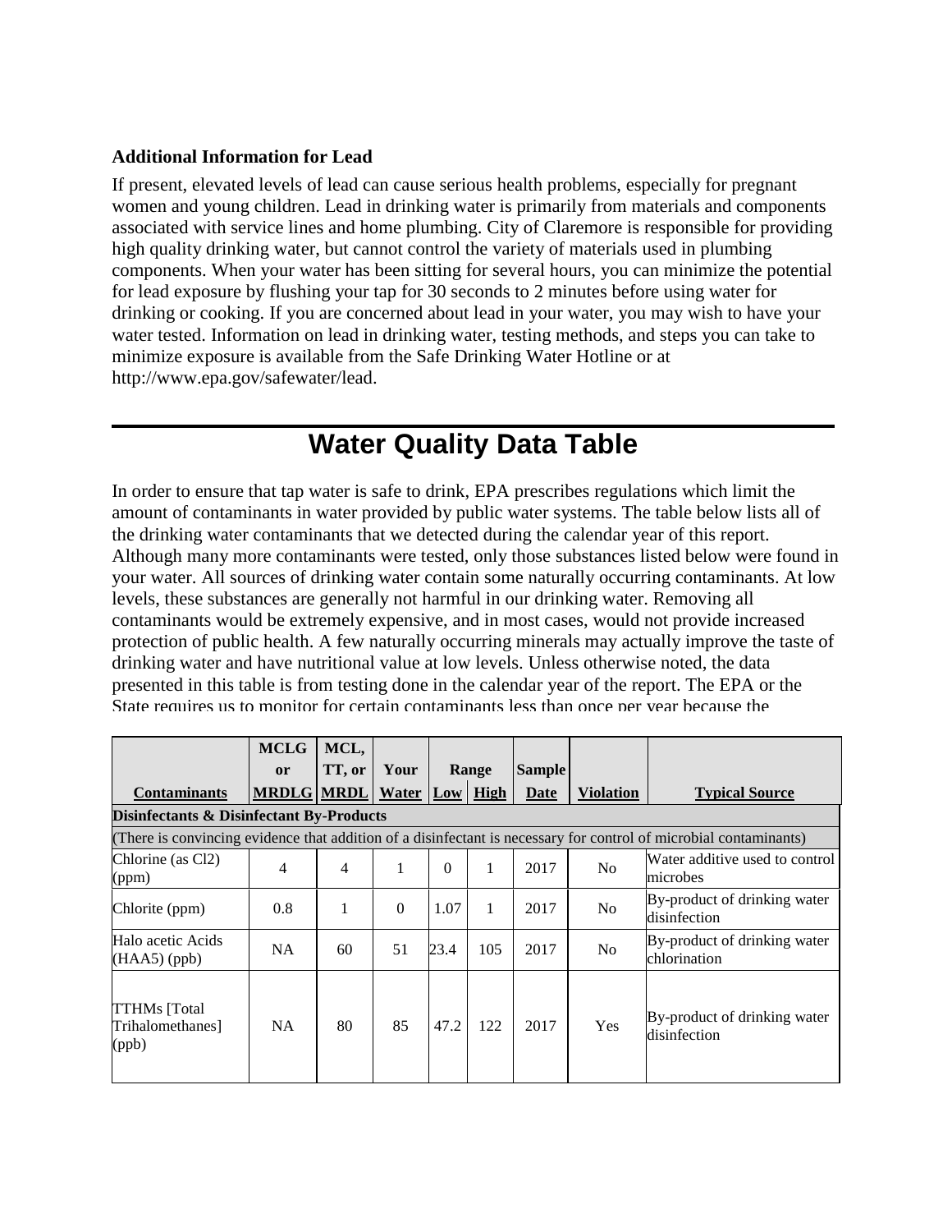**Additional Information for Lead**

If present, elevated levels of lead can cause serious health problems, especially for pregnant women and young children. Lead in drinking water is primarily from materials and components associated with service lines and home plumbing. City of Claremore is responsible for providing high quality drinking water, but cannot control the variety of materials used in plumbing components. When your water has been sitting for several hours, you can minimize the potential for lead exposure by flushing your tap for 30 seconds to 2 minutes before using water for drinking or cooking. If you are concerned about lead in your water, you may wish to have your water tested. Information on lead in drinking water, testing methods, and steps you can take to minimize exposure is available from the Safe Drinking Water Hotline or at http://www.epa.gov/safewater/lead.

# Water Quality Data Table

In order to ensure that tap water is safe to drink, EPA prescribes regulations which limit the amount of contaminants in water provided by public water systems. The table below lists all of the drinking water contaminants that we detected during the calendar year of this report. Although many more contaminants were tested, only those substances listed below were found in your water. All sources of drinking water contain some naturally occurring contaminants. At low levels, these substances are generally not harmful in our drinking water. Removing all contaminants would be extremely expensive, and in most cases, would not provide increased protection of public health. A few naturally occurring minerals may actually improve the taste of drinking water and have nutritional value at low levels. Unless otherwise noted, the data presented in this table is from testing done in the calendar year of the report. The EPA or the State requires us to monitor for certain contaminants less than once per year because the

| Contaminants | MCLG or MRDLG | MCL, TT, or MRDL | Your Water | Range Low | Range High | Sample Date | Violation | Typical Source |
|---|---|---|---|---|---|---|---|---|
| **Disinfectants & Disinfectant By-Products** | | | | | | | | |
| (There is convincing evidence that addition of a disinfectant is necessary for control of microbial contaminants) | | | | | | | | |
| Chlorine (as Cl2) (ppm) | 4 | 4 | 1 | 0 | 1 | 2017 | No | Water additive used to control microbes |
| Chlorite (ppm) | 0.8 | 1 | 0 | 1.07 | 1 | 2017 | No | By-product of drinking water disinfection |
| Halo acetic Acids (HAA5) (ppb) | NA | 60 | 51 | 23.4 | 105 | 2017 | No | By-product of drinking water chlorination |
| TTHMs [Total Trihalomethanes] (ppb) | NA | 80 | 85 | 47.2 | 122 | 2017 | Yes | By-product of drinking water disinfection |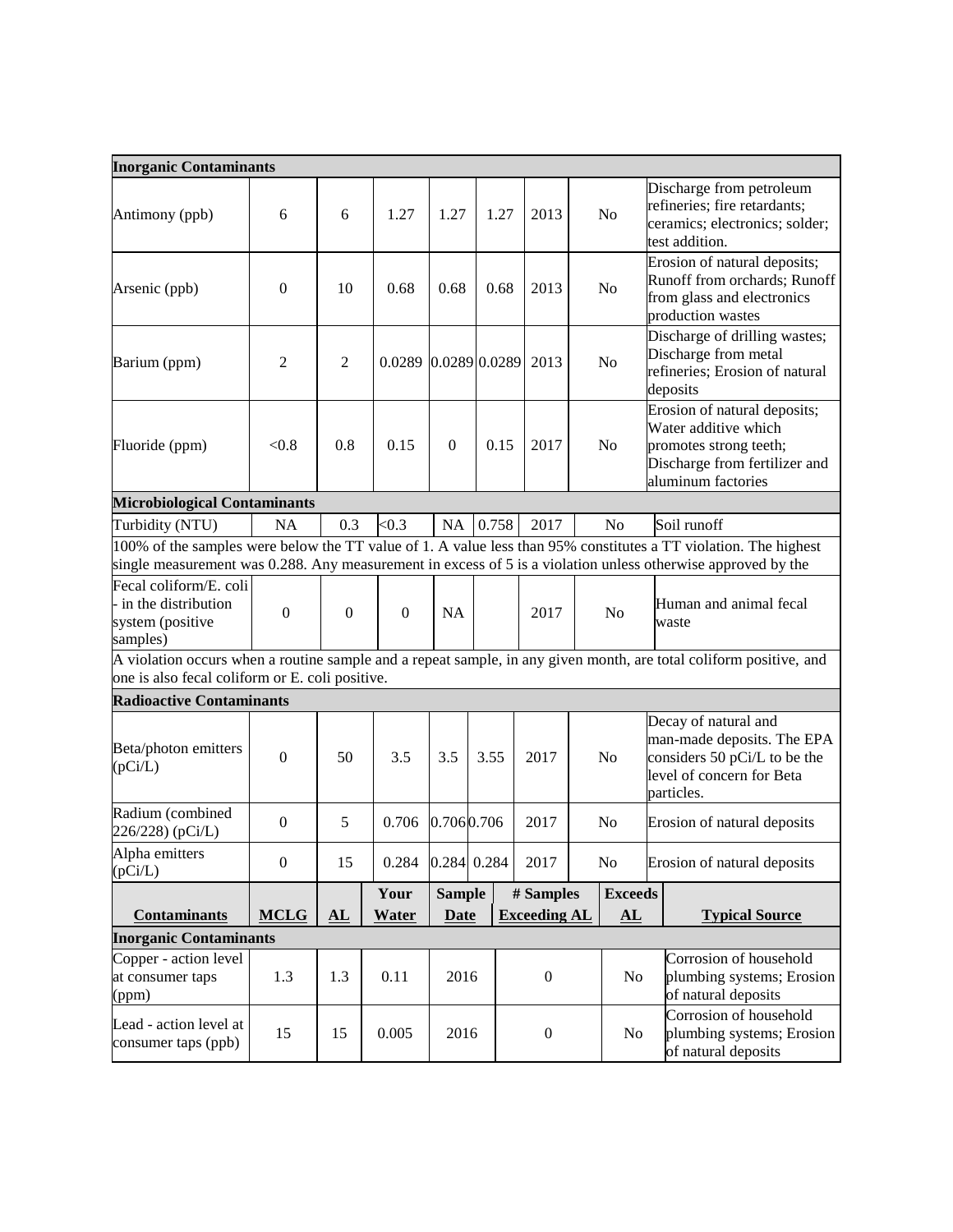| Inorganic Contaminants | | | | | | | | |
|---|---|---|---|---|---|---|---|---|
| Antimony (ppb) | 6 | 6 | 1.27 | 1.27 | 1.27 | 2013 | No | Discharge from petroleum refineries; fire retardants; ceramics; electronics; solder; test addition. |
| Arsenic (ppb) | 0 | 10 | 0.68 | 0.68 | 0.68 | 2013 | No | Erosion of natural deposits; Runoff from orchards; Runoff from glass and electronics production wastes |
| Barium (ppm) | 2 | 2 | 0.0289 | 0.0289 | 0.0289 | 2013 | No | Discharge of drilling wastes; Discharge from metal refineries; Erosion of natural deposits |
| Fluoride (ppm) | <0.8 | 0.8 | 0.15 | 0 | 0.15 | 2017 | No | Erosion of natural deposits; Water additive which promotes strong teeth; Discharge from fertilizer and aluminum factories |
| **Microbiological Contaminants** | | | | | | | | |
| Turbidity (NTU) | NA | 0.3 | <0.3 | NA | 0.758 | 2017 | No | Soil runoff |
| 100% of the samples were below the TT value of 1. A value less than 95% constitutes a TT violation. The highest single measurement was 0.288. Any measurement in excess of 5 is a violation unless otherwise approved by the | | | | | | | | |
| Fecal coliform/E. coli - in the distribution system (positive samples) | 0 | 0 | 0 | NA | | 2017 | No | Human and animal fecal waste |
| A violation occurs when a routine sample and a repeat sample, in any given month, are total coliform positive, and one is also fecal coliform or E. coli positive. | | | | | | | | |
| **Radioactive Contaminants** | | | | | | | | |
| Beta/photon emitters (pCi/L) | 0 | 50 | 3.5 | 3.5 | 3.55 | 2017 | No | Decay of natural and man-made deposits. The EPA considers 50 pCi/L to be the level of concern for Beta particles. |
| Radium (combined 226/228) (pCi/L) | 0 | 5 | 0.706 | 0.706 | 0.706 | 2017 | No | Erosion of natural deposits |
| Alpha emitters (pCi/L) | 0 | 15 | 0.284 | 0.284 | 0.284 | 2017 | No | Erosion of natural deposits |

| Contaminants | MCLG | AL | Your Water | Sample Date | # Samples Exceeding AL | Exceeds AL | Typical Source |
|---|---|---|---|---|---|---|---|
| **Inorganic Contaminants** | | | | | | | |
| Copper - action level at consumer taps (ppm) | 1.3 | 1.3 | 0.11 | 2016 | 0 | No | Corrosion of household plumbing systems; Erosion of natural deposits |
| Lead - action level at consumer taps (ppb) | 15 | 15 | 0.005 | 2016 | 0 | No | Corrosion of household plumbing systems; Erosion of natural deposits |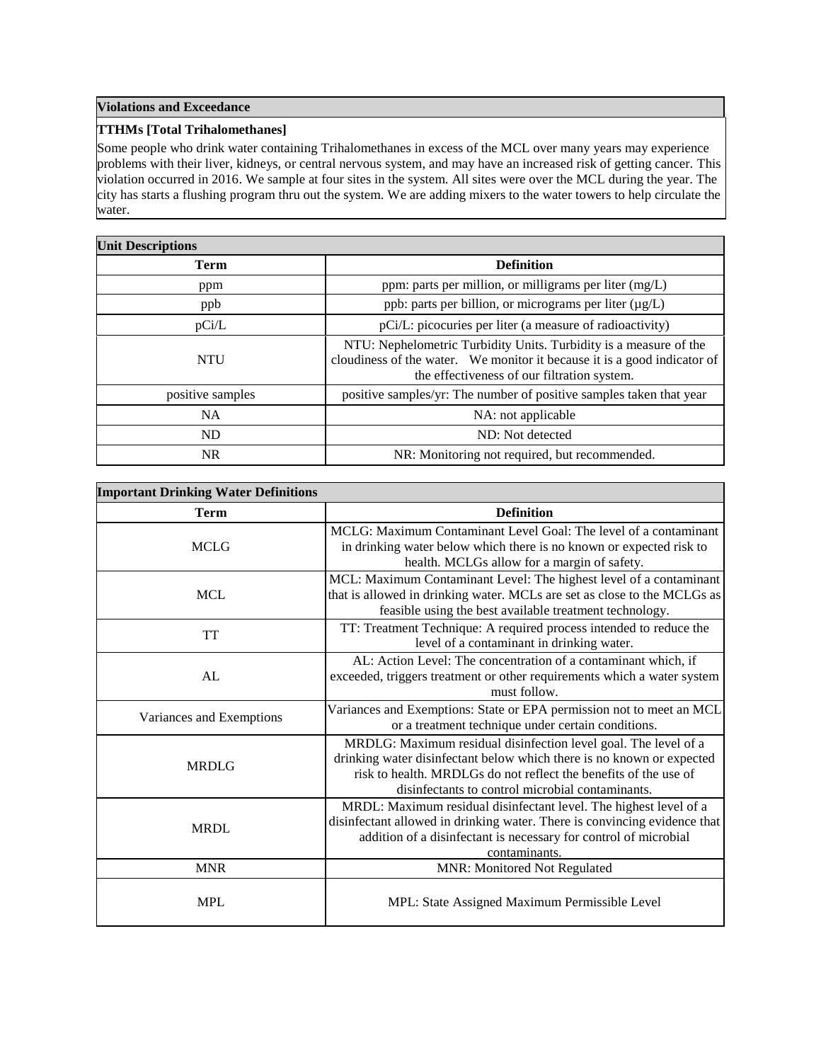## Violations and Exceedance

### TTHMs [Total Trihalomethanes]

Some people who drink water containing Trihalomethanes in excess of the MCL over many years may experience problems with their liver, kidneys, or central nervous system, and may have an increased risk of getting cancer. This violation occurred in 2016. We sample at four sites in the system. All sites were over the MCL during the year. The city has starts a flushing program thru out the system. We are adding mixers to the water towers to help circulate the water.

## Unit Descriptions

| Term | Definition |
|---|---|
| ppm | ppm: parts per million, or milligrams per liter (mg/L) |
| ppb | ppb: parts per billion, or micrograms per liter (µg/L) |
| pCi/L | pCi/L: picocuries per liter (a measure of radioactivity) |
| NTU | NTU: Nephelometric Turbidity Units. Turbidity is a measure of the cloudiness of the water. We monitor it because it is a good indicator of the effectiveness of our filtration system. |
| positive samples | positive samples/yr: The number of positive samples taken that year |
| NA | NA: not applicable |
| ND | ND: Not detected |
| NR | NR: Monitoring not required, but recommended. |

## Important Drinking Water Definitions

| Term | Definition |
|---|---|
| MCLG | MCLG: Maximum Contaminant Level Goal: The level of a contaminant in drinking water below which there is no known or expected risk to health. MCLGs allow for a margin of safety. |
| MCL | MCL: Maximum Contaminant Level: The highest level of a contaminant that is allowed in drinking water. MCLs are set as close to the MCLGs as feasible using the best available treatment technology. |
| TT | TT: Treatment Technique: A required process intended to reduce the level of a contaminant in drinking water. |
| AL | AL: Action Level: The concentration of a contaminant which, if exceeded, triggers treatment or other requirements which a water system must follow. |
| Variances and Exemptions | Variances and Exemptions: State or EPA permission not to meet an MCL or a treatment technique under certain conditions. |
| MRDLG | MRDLG: Maximum residual disinfection level goal. The level of a drinking water disinfectant below which there is no known or expected risk to health. MRDLGs do not reflect the benefits of the use of disinfectants to control microbial contaminants. |
| MRDL | MRDL: Maximum residual disinfectant level. The highest level of a disinfectant allowed in drinking water. There is convincing evidence that addition of a disinfectant is necessary for control of microbial contaminants. |
| MNR | MNR: Monitored Not Regulated |
| MPL | MPL: State Assigned Maximum Permissible Level |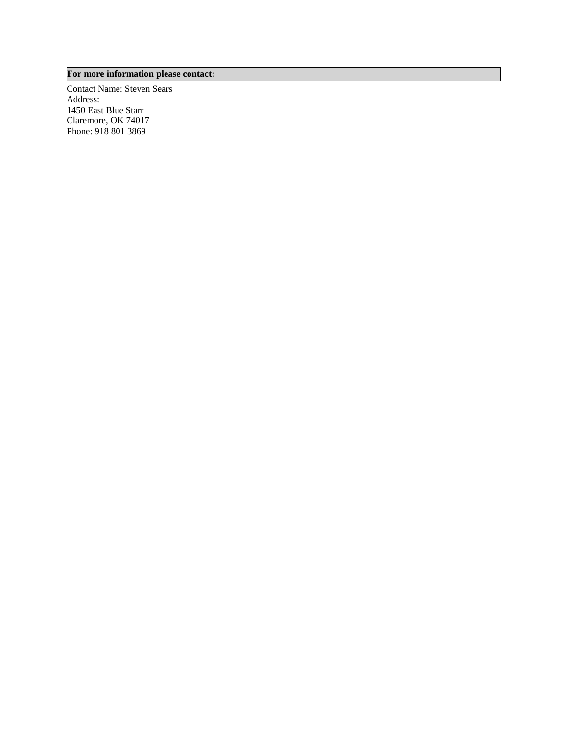**For more information please contact:**

Contact Name: Steven Sears
Address:
1450 East Blue Starr
Claremore, OK 74017
Phone: 918 801 3869